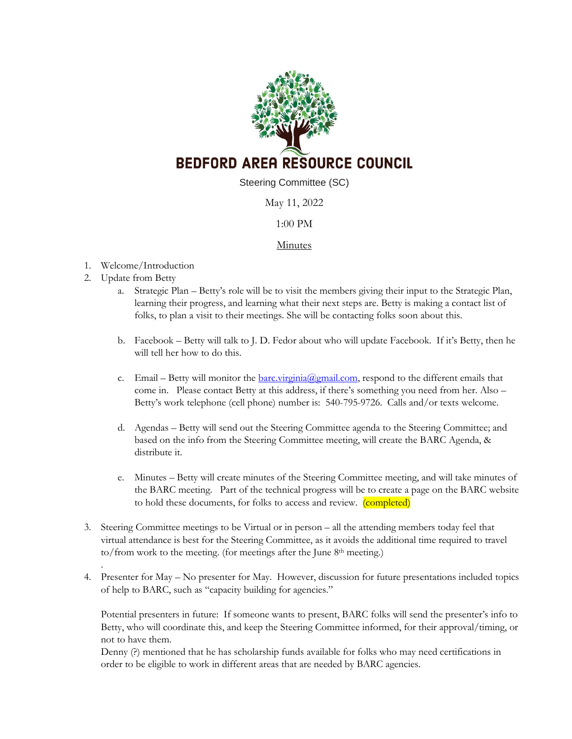# BEDFORD AREA RESOURCE COUNCIL

Steering Committee (SC)

May 11, 2022

1:00 PM

Minutes

1. Welcome/Introduction
2. Update from Betty
   a. Strategic Plan – Betty's role will be to visit the members giving their input to the Strategic Plan, learning their progress, and learning what their next steps are. Betty is making a contact list of folks, to plan a visit to their meetings. She will be contacting folks soon about this.

   b. Facebook – Betty will talk to J. D. Fedor about who will update Facebook. If it's Betty, then he will tell her how to do this.

   c. Email – Betty will monitor the barc.virginia@gmail.com, respond to the different emails that come in. Please contact Betty at this address, if there's something you need from her. Also – Betty's work telephone (cell phone) number is: 540-795-9726. Calls and/or texts welcome.

   d. Agendas – Betty will send out the Steering Committee agenda to the Steering Committee; and based on the info from the Steering Committee meeting, will create the BARC Agenda, & distribute it.

   e. Minutes – Betty will create minutes of the Steering Committee meeting, and will take minutes of the BARC meeting. Part of the technical progress will be to create a page on the BARC website to hold these documents, for folks to access and review. (completed)

3. Steering Committee meetings to be Virtual or in person – all the attending members today feel that virtual attendance is best for the Steering Committee, as it avoids the additional time required to travel to/from work to the meeting. (for meetings after the June 8th meeting.)

.

4. Presenter for May – No presenter for May. However, discussion for future presentations included topics of help to BARC, such as "capacity building for agencies."

   Potential presenters in future: If someone wants to present, BARC folks will send the presenter's info to Betty, who will coordinate this, and keep the Steering Committee informed, for their approval/timing, or not to have them.

   Denny (?) mentioned that he has scholarship funds available for folks who may need certifications in order to be eligible to work in different areas that are needed by BARC agencies.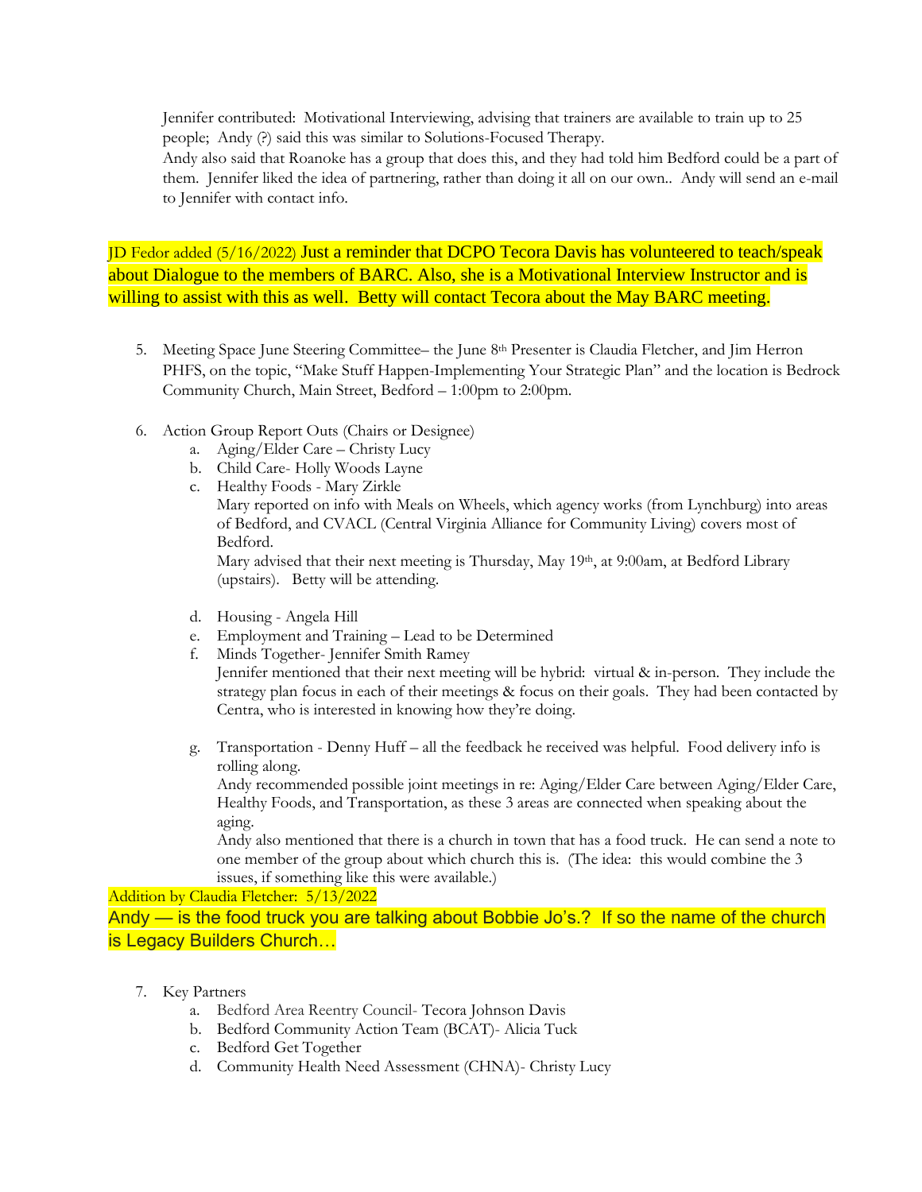Jennifer contributed: Motivational Interviewing, advising that trainers are available to train up to 25 people; Andy (?) said this was similar to Solutions-Focused Therapy.
Andy also said that Roanoke has a group that does this, and they had told him Bedford could be a part of them. Jennifer liked the idea of partnering, rather than doing it all on our own.. Andy will send an e-mail to Jennifer with contact info.

JD Fedor added (5/16/2022) Just a reminder that DCPO Tecora Davis has volunteered to teach/speak about Dialogue to the members of BARC. Also, she is a Motivational Interview Instructor and is willing to assist with this as well. Betty will contact Tecora about the May BARC meeting.

5. Meeting Space June Steering Committee– the June 8th Presenter is Claudia Fletcher, and Jim Herron PHFS, on the topic, "Make Stuff Happen-Implementing Your Strategic Plan" and the location is Bedrock Community Church, Main Street, Bedford – 1:00pm to 2:00pm.

6. Action Group Report Outs (Chairs or Designee)
   a. Aging/Elder Care – Christy Lucy
   b. Child Care- Holly Woods Layne
   c. Healthy Foods - Mary Zirkle
      Mary reported on info with Meals on Wheels, which agency works (from Lynchburg) into areas of Bedford, and CVACL (Central Virginia Alliance for Community Living) covers most of Bedford.
      Mary advised that their next meeting is Thursday, May 19th, at 9:00am, at Bedford Library (upstairs). Betty will be attending.

   d. Housing - Angela Hill
   e. Employment and Training – Lead to be Determined
   f. Minds Together- Jennifer Smith Ramey
      Jennifer mentioned that their next meeting will be hybrid: virtual & in-person. They include the strategy plan focus in each of their meetings & focus on their goals. They had been contacted by Centra, who is interested in knowing how they're doing.

   g. Transportation - Denny Huff – all the feedback he received was helpful. Food delivery info is rolling along.
      Andy recommended possible joint meetings in re: Aging/Elder Care between Aging/Elder Care, Healthy Foods, and Transportation, as these 3 areas are connected when speaking about the aging.
      Andy also mentioned that there is a church in town that has a food truck. He can send a note to one member of the group about which church this is. (The idea: this would combine the 3 issues, if something like this were available.)

Addition by Claudia Fletcher: 5/13/2022
Andy — is the food truck you are talking about Bobbie Jo's.? If so the name of the church is Legacy Builders Church…

7. Key Partners
   a. Bedford Area Reentry Council- Tecora Johnson Davis
   b. Bedford Community Action Team (BCAT)- Alicia Tuck
   c. Bedford Get Together
   d. Community Health Need Assessment (CHNA)- Christy Lucy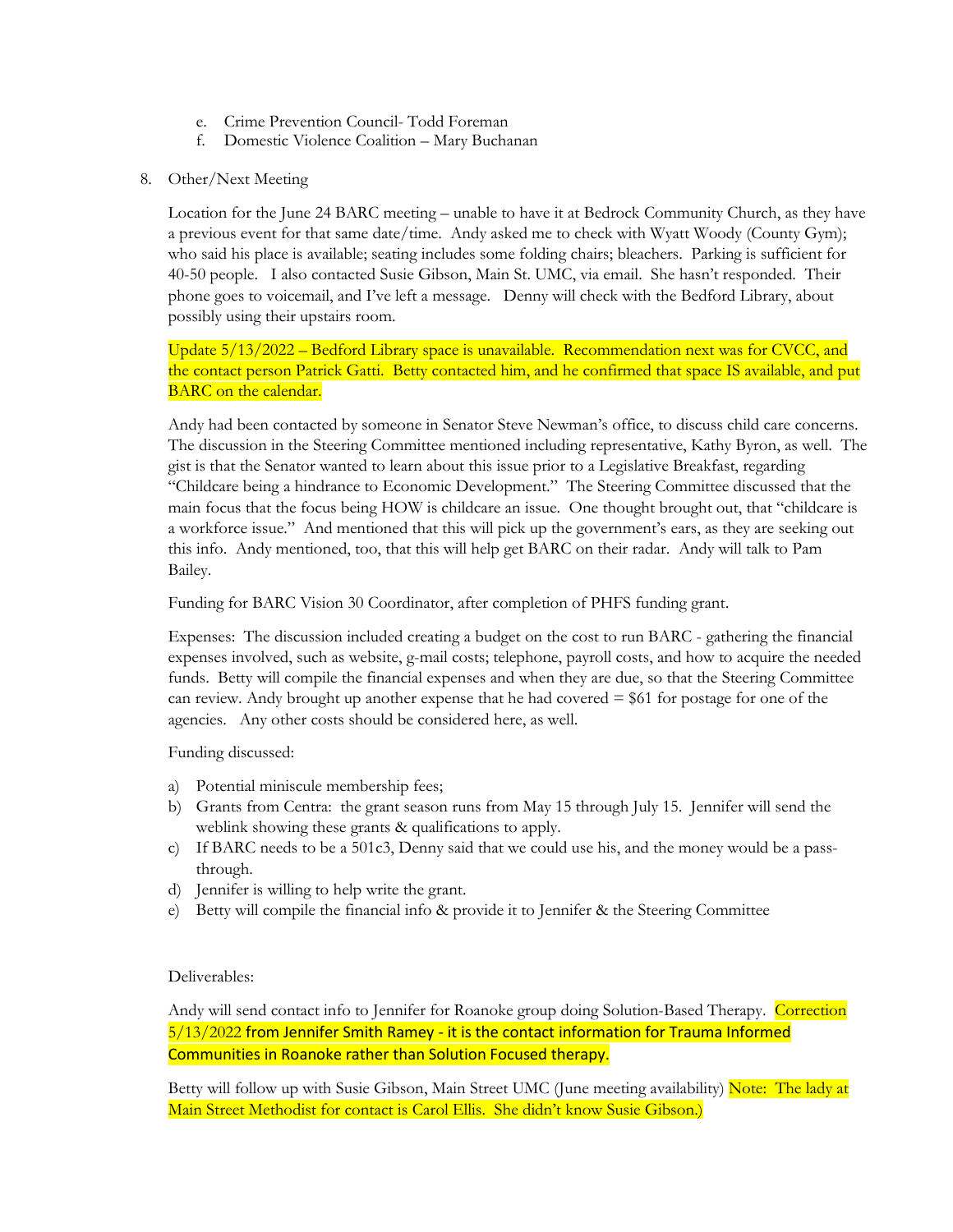e. Crime Prevention Council- Todd Foreman
f. Domestic Violence Coalition – Mary Buchanan

8. Other/Next Meeting

Location for the June 24 BARC meeting – unable to have it at Bedrock Community Church, as they have a previous event for that same date/time. Andy asked me to check with Wyatt Woody (County Gym); who said his place is available; seating includes some folding chairs; bleachers. Parking is sufficient for 40-50 people. I also contacted Susie Gibson, Main St. UMC, via email. She hasn't responded. Their phone goes to voicemail, and I've left a message. Denny will check with the Bedford Library, about possibly using their upstairs room.

Update 5/13/2022 – Bedford Library space is unavailable. Recommendation next was for CVCC, and the contact person Patrick Gatti. Betty contacted him, and he confirmed that space IS available, and put BARC on the calendar.

Andy had been contacted by someone in Senator Steve Newman's office, to discuss child care concerns. The discussion in the Steering Committee mentioned including representative, Kathy Byron, as well. The gist is that the Senator wanted to learn about this issue prior to a Legislative Breakfast, regarding "Childcare being a hindrance to Economic Development." The Steering Committee discussed that the main focus that the focus being HOW is childcare an issue. One thought brought out, that "childcare is a workforce issue." And mentioned that this will pick up the government's ears, as they are seeking out this info. Andy mentioned, too, that this will help get BARC on their radar. Andy will talk to Pam Bailey.

Funding for BARC Vision 30 Coordinator, after completion of PHFS funding grant.

Expenses: The discussion included creating a budget on the cost to run BARC - gathering the financial expenses involved, such as website, g-mail costs; telephone, payroll costs, and how to acquire the needed funds. Betty will compile the financial expenses and when they are due, so that the Steering Committee can review. Andy brought up another expense that he had covered = $61 for postage for one of the agencies. Any other costs should be considered here, as well.

Funding discussed:

a) Potential miniscule membership fees;
b) Grants from Centra: the grant season runs from May 15 through July 15. Jennifer will send the weblink showing these grants & qualifications to apply.
c) If BARC needs to be a 501c3, Denny said that we could use his, and the money would be a pass-through.
d) Jennifer is willing to help write the grant.
e) Betty will compile the financial info & provide it to Jennifer & the Steering Committee

Deliverables:

Andy will send contact info to Jennifer for Roanoke group doing Solution-Based Therapy. Correction 5/13/2022 from Jennifer Smith Ramey - it is the contact information for Trauma Informed Communities in Roanoke rather than Solution Focused therapy.

Betty will follow up with Susie Gibson, Main Street UMC (June meeting availability) Note: The lady at Main Street Methodist for contact is Carol Ellis. She didn't know Susie Gibson.)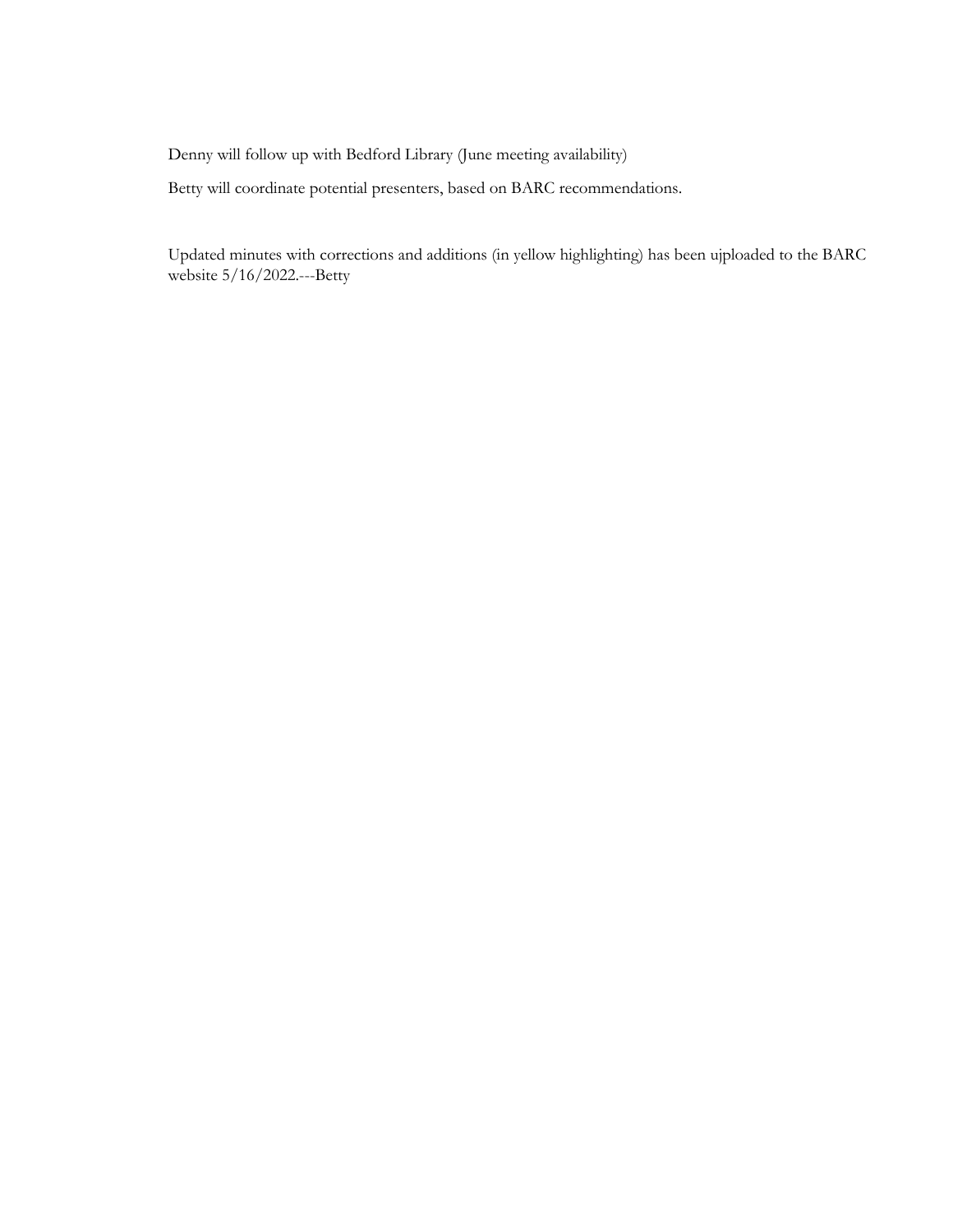Denny will follow up with Bedford Library (June meeting availability)

Betty will coordinate potential presenters, based on BARC recommendations.

Updated minutes with corrections and additions (in yellow highlighting) has been ujploaded to the BARC website 5/16/2022.---Betty